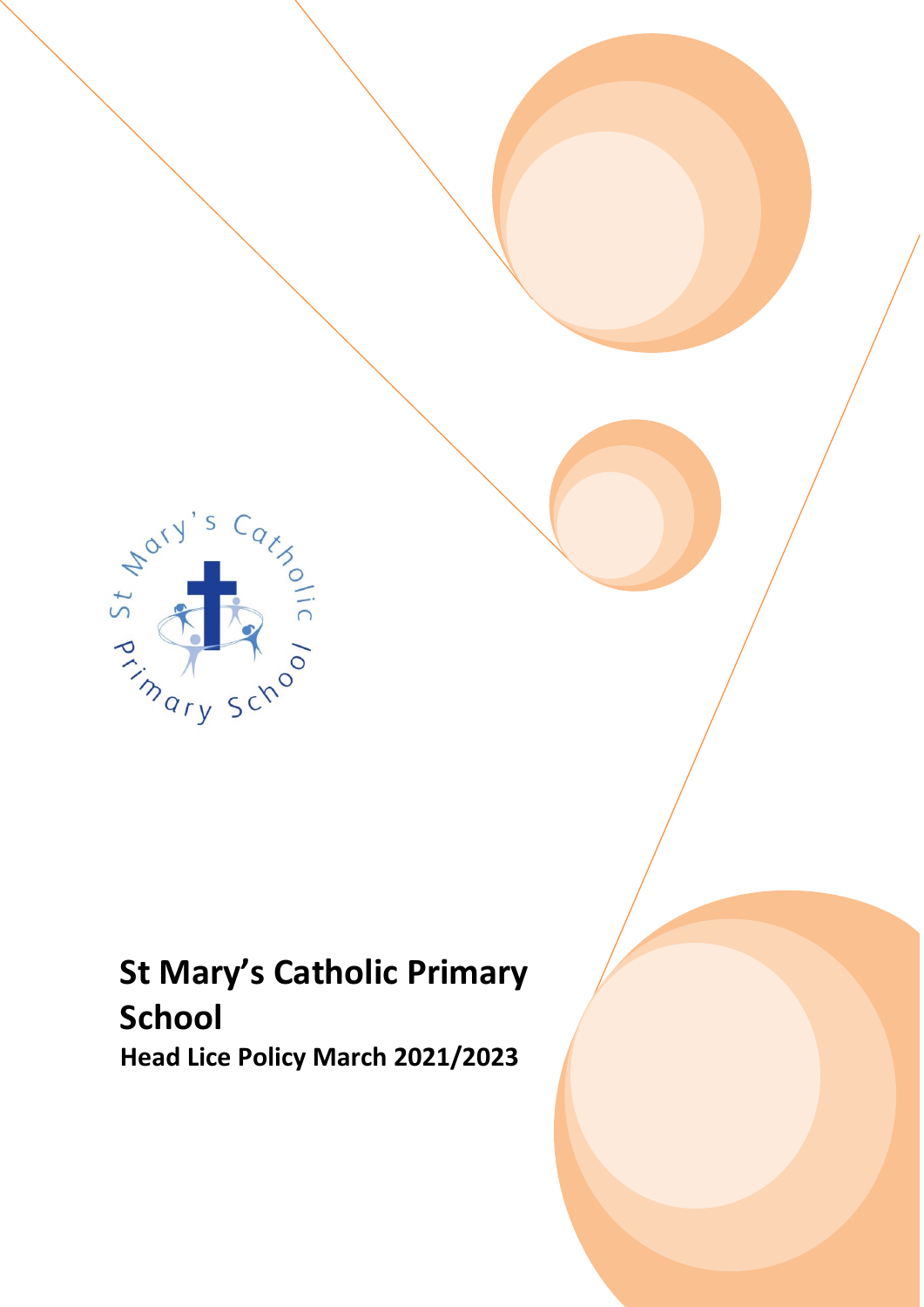# St Mary's Catholic Primary School

**Head Lice Policy March 2021/2023**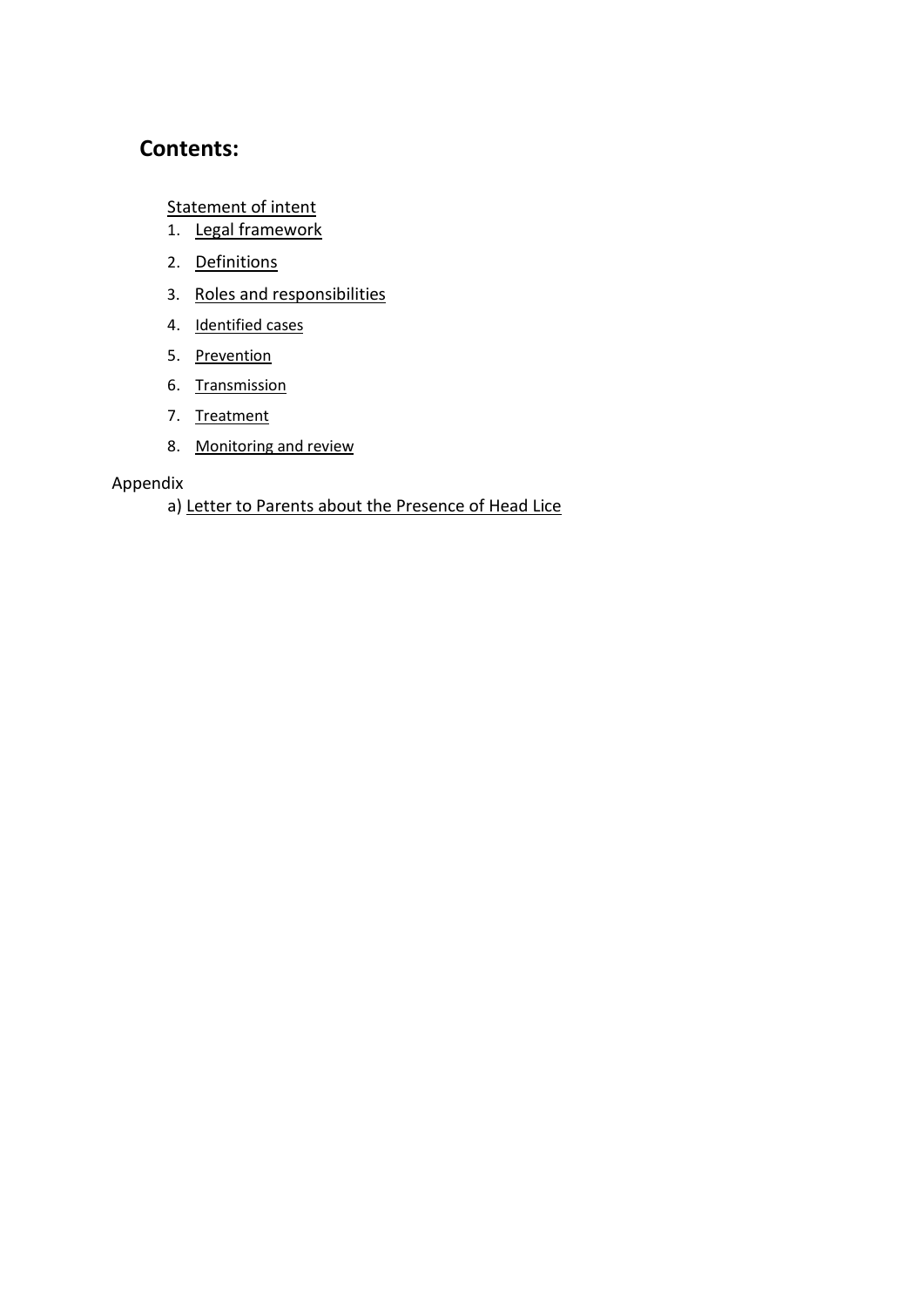## Contents:

Statement of intent

1. Legal framework
2. Definitions
3. Roles and responsibilities
4. Identified cases
5. Prevention
6. Transmission
7. Treatment
8. Monitoring and review

Appendix

a) Letter to Parents about the Presence of Head Lice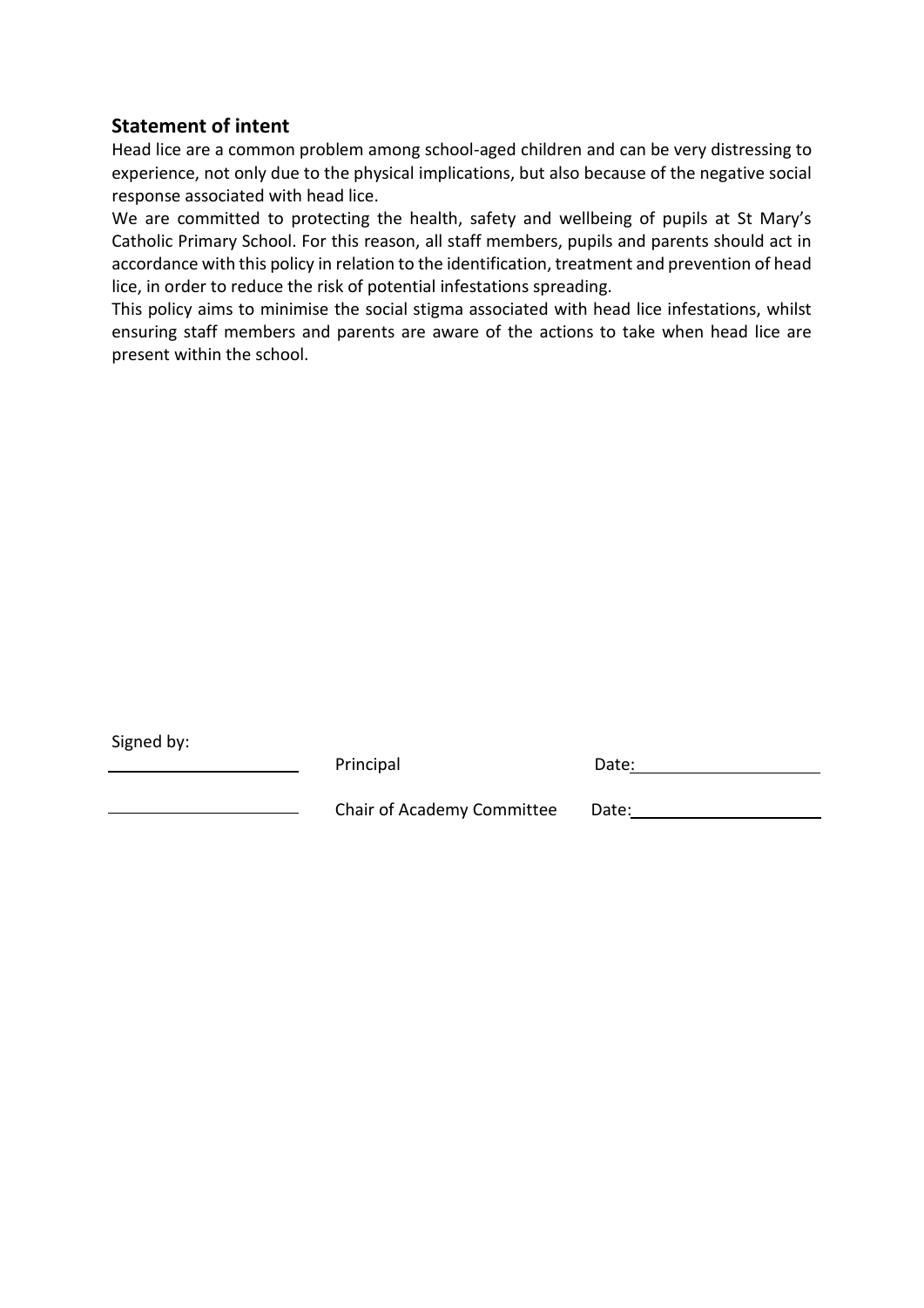## Statement of intent

Head lice are a common problem among school-aged children and can be very distressing to experience, not only due to the physical implications, but also because of the negative social response associated with head lice.

We are committed to protecting the health, safety and wellbeing of pupils at St Mary's Catholic Primary School. For this reason, all staff members, pupils and parents should act in accordance with this policy in relation to the identification, treatment and prevention of head lice, in order to reduce the risk of potential infestations spreading.

This policy aims to minimise the social stigma associated with head lice infestations, whilst ensuring staff members and parents are aware of the actions to take when head lice are present within the school.

Signed by:

| | | |
|---|---|---|
| ____________________ | Principal | Date: ____________________ |
| ____________________ | Chair of Academy Committee | Date: ____________________ |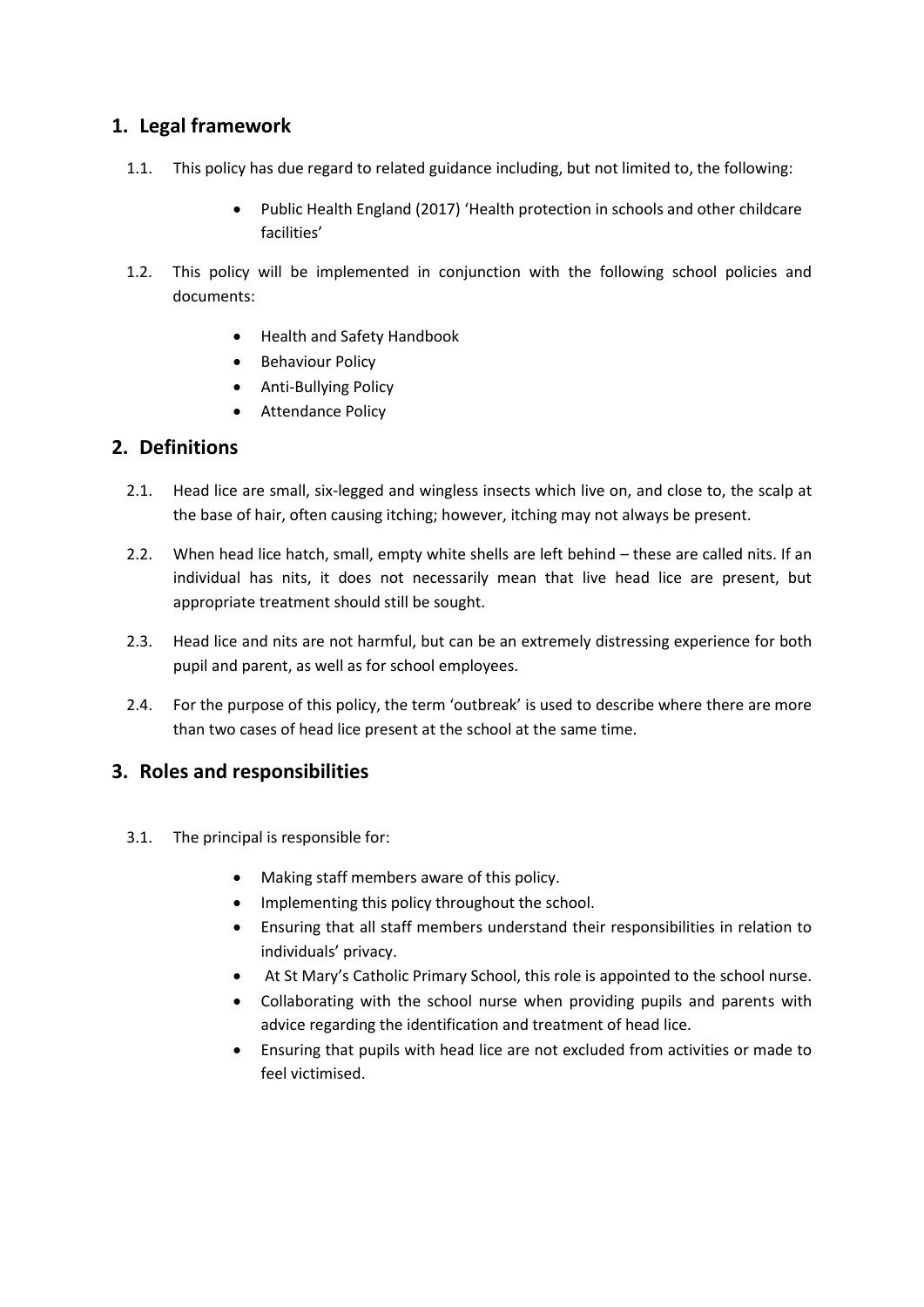## 1. Legal framework

1.1. This policy has due regard to related guidance including, but not limited to, the following:

- Public Health England (2017) 'Health protection in schools and other childcare facilities'

1.2. This policy will be implemented in conjunction with the following school policies and documents:

- Health and Safety Handbook
- Behaviour Policy
- Anti-Bullying Policy
- Attendance Policy

## 2. Definitions

2.1. Head lice are small, six-legged and wingless insects which live on, and close to, the scalp at the base of hair, often causing itching; however, itching may not always be present.

2.2. When head lice hatch, small, empty white shells are left behind – these are called nits. If an individual has nits, it does not necessarily mean that live head lice are present, but appropriate treatment should still be sought.

2.3. Head lice and nits are not harmful, but can be an extremely distressing experience for both pupil and parent, as well as for school employees.

2.4. For the purpose of this policy, the term 'outbreak' is used to describe where there are more than two cases of head lice present at the school at the same time.

## 3. Roles and responsibilities

3.1. The principal is responsible for:

- Making staff members aware of this policy.
- Implementing this policy throughout the school.
- Ensuring that all staff members understand their responsibilities in relation to individuals' privacy.
- At St Mary's Catholic Primary School, this role is appointed to the school nurse.
- Collaborating with the school nurse when providing pupils and parents with advice regarding the identification and treatment of head lice.
- Ensuring that pupils with head lice are not excluded from activities or made to feel victimised.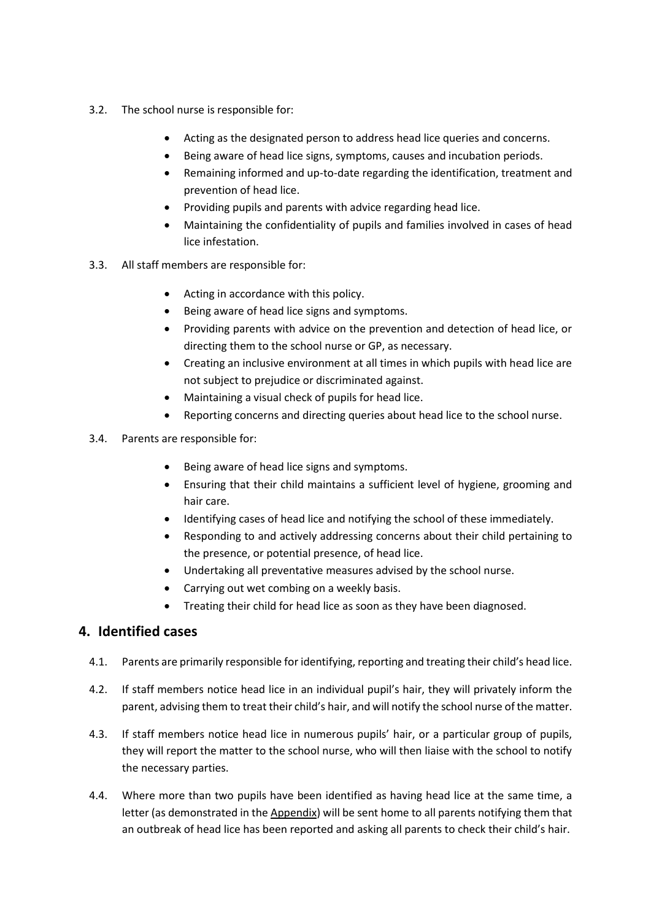3.2. The school nurse is responsible for:

- Acting as the designated person to address head lice queries and concerns.
- Being aware of head lice signs, symptoms, causes and incubation periods.
- Remaining informed and up-to-date regarding the identification, treatment and prevention of head lice.
- Providing pupils and parents with advice regarding head lice.
- Maintaining the confidentiality of pupils and families involved in cases of head lice infestation.

3.3. All staff members are responsible for:

- Acting in accordance with this policy.
- Being aware of head lice signs and symptoms.
- Providing parents with advice on the prevention and detection of head lice, or directing them to the school nurse or GP, as necessary.
- Creating an inclusive environment at all times in which pupils with head lice are not subject to prejudice or discriminated against.
- Maintaining a visual check of pupils for head lice.
- Reporting concerns and directing queries about head lice to the school nurse.

3.4. Parents are responsible for:

- Being aware of head lice signs and symptoms.
- Ensuring that their child maintains a sufficient level of hygiene, grooming and hair care.
- Identifying cases of head lice and notifying the school of these immediately.
- Responding to and actively addressing concerns about their child pertaining to the presence, or potential presence, of head lice.
- Undertaking all preventative measures advised by the school nurse.
- Carrying out wet combing on a weekly basis.
- Treating their child for head lice as soon as they have been diagnosed.

## 4. Identified cases

4.1. Parents are primarily responsible for identifying, reporting and treating their child's head lice.

4.2. If staff members notice head lice in an individual pupil's hair, they will privately inform the parent, advising them to treat their child's hair, and will notify the school nurse of the matter.

4.3. If staff members notice head lice in numerous pupils' hair, or a particular group of pupils, they will report the matter to the school nurse, who will then liaise with the school to notify the necessary parties.

4.4. Where more than two pupils have been identified as having head lice at the same time, a letter (as demonstrated in the Appendix) will be sent home to all parents notifying them that an outbreak of head lice has been reported and asking all parents to check their child's hair.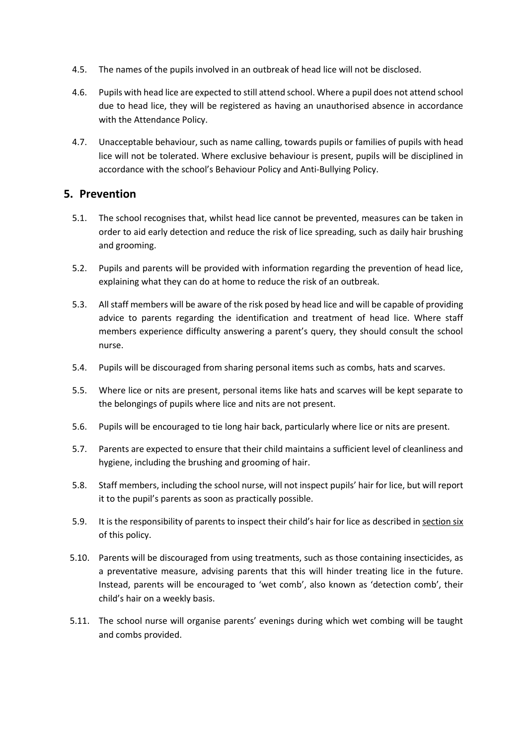4.5. The names of the pupils involved in an outbreak of head lice will not be disclosed.

4.6. Pupils with head lice are expected to still attend school. Where a pupil does not attend school due to head lice, they will be registered as having an unauthorised absence in accordance with the Attendance Policy.

4.7. Unacceptable behaviour, such as name calling, towards pupils or families of pupils with head lice will not be tolerated. Where exclusive behaviour is present, pupils will be disciplined in accordance with the school's Behaviour Policy and Anti-Bullying Policy.

## 5. Prevention

5.1. The school recognises that, whilst head lice cannot be prevented, measures can be taken in order to aid early detection and reduce the risk of lice spreading, such as daily hair brushing and grooming.

5.2. Pupils and parents will be provided with information regarding the prevention of head lice, explaining what they can do at home to reduce the risk of an outbreak.

5.3. All staff members will be aware of the risk posed by head lice and will be capable of providing advice to parents regarding the identification and treatment of head lice. Where staff members experience difficulty answering a parent's query, they should consult the school nurse.

5.4. Pupils will be discouraged from sharing personal items such as combs, hats and scarves.

5.5. Where lice or nits are present, personal items like hats and scarves will be kept separate to the belongings of pupils where lice and nits are not present.

5.6. Pupils will be encouraged to tie long hair back, particularly where lice or nits are present.

5.7. Parents are expected to ensure that their child maintains a sufficient level of cleanliness and hygiene, including the brushing and grooming of hair.

5.8. Staff members, including the school nurse, will not inspect pupils' hair for lice, but will report it to the pupil's parents as soon as practically possible.

5.9. It is the responsibility of parents to inspect their child's hair for lice as described in section six of this policy.

5.10. Parents will be discouraged from using treatments, such as those containing insecticides, as a preventative measure, advising parents that this will hinder treating lice in the future. Instead, parents will be encouraged to 'wet comb', also known as 'detection comb', their child's hair on a weekly basis.

5.11. The school nurse will organise parents' evenings during which wet combing will be taught and combs provided.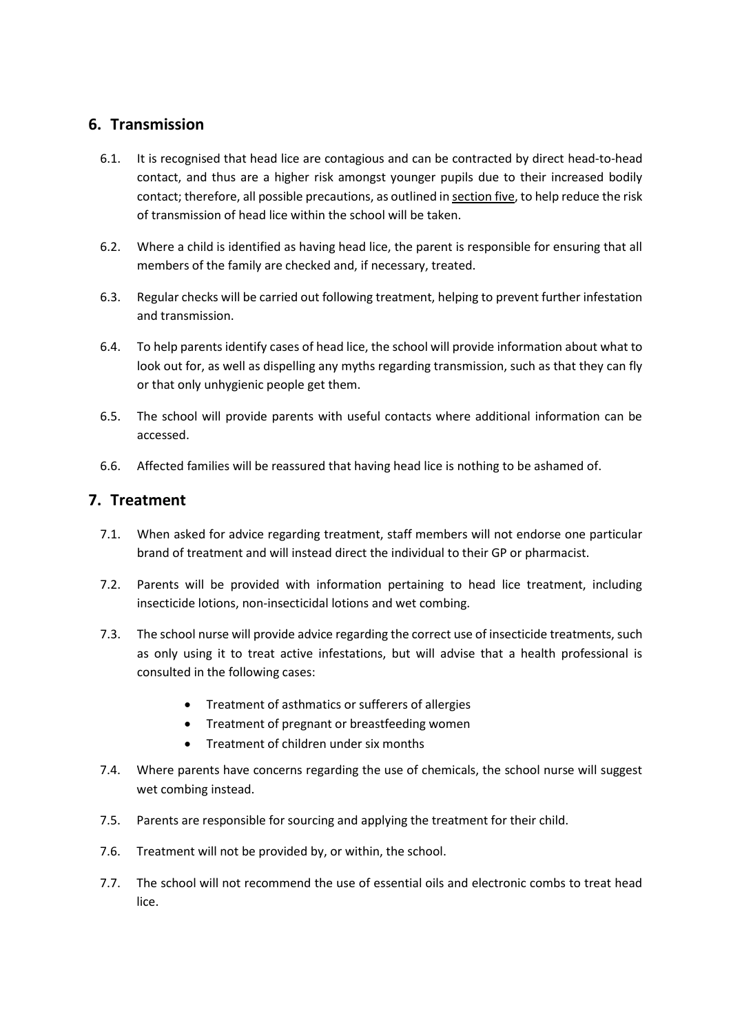## 6. Transmission

6.1. It is recognised that head lice are contagious and can be contracted by direct head-to-head contact, and thus are a higher risk amongst younger pupils due to their increased bodily contact; therefore, all possible precautions, as outlined in section five, to help reduce the risk of transmission of head lice within the school will be taken.

6.2. Where a child is identified as having head lice, the parent is responsible for ensuring that all members of the family are checked and, if necessary, treated.

6.3. Regular checks will be carried out following treatment, helping to prevent further infestation and transmission.

6.4. To help parents identify cases of head lice, the school will provide information about what to look out for, as well as dispelling any myths regarding transmission, such as that they can fly or that only unhygienic people get them.

6.5. The school will provide parents with useful contacts where additional information can be accessed.

6.6. Affected families will be reassured that having head lice is nothing to be ashamed of.

## 7. Treatment

7.1. When asked for advice regarding treatment, staff members will not endorse one particular brand of treatment and will instead direct the individual to their GP or pharmacist.

7.2. Parents will be provided with information pertaining to head lice treatment, including insecticide lotions, non-insecticidal lotions and wet combing.

7.3. The school nurse will provide advice regarding the correct use of insecticide treatments, such as only using it to treat active infestations, but will advise that a health professional is consulted in the following cases:

- Treatment of asthmatics or sufferers of allergies
- Treatment of pregnant or breastfeeding women
- Treatment of children under six months

7.4. Where parents have concerns regarding the use of chemicals, the school nurse will suggest wet combing instead.

7.5. Parents are responsible for sourcing and applying the treatment for their child.

7.6. Treatment will not be provided by, or within, the school.

7.7. The school will not recommend the use of essential oils and electronic combs to treat head lice.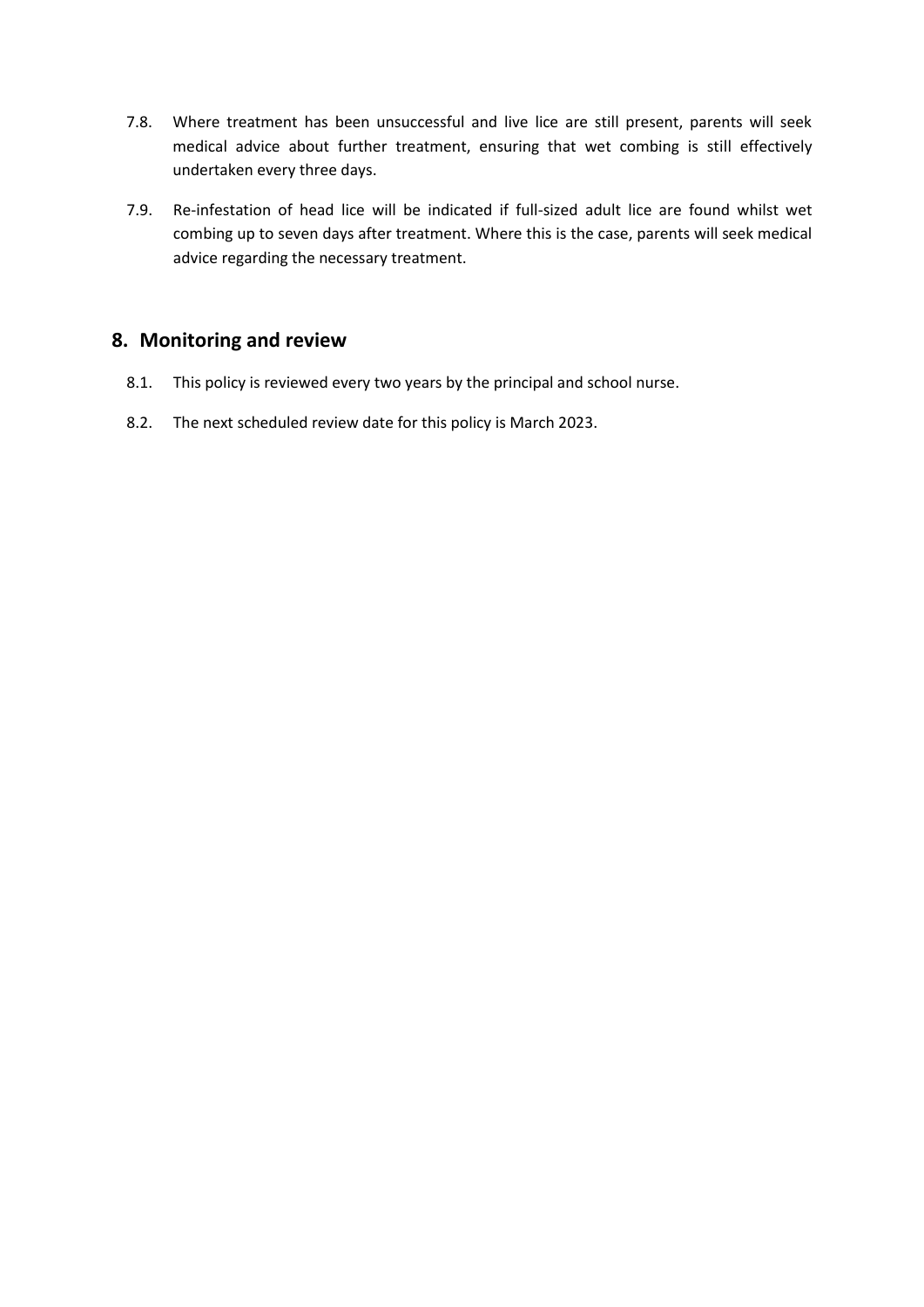7.8. Where treatment has been unsuccessful and live lice are still present, parents will seek medical advice about further treatment, ensuring that wet combing is still effectively undertaken every three days.

7.9. Re-infestation of head lice will be indicated if full-sized adult lice are found whilst wet combing up to seven days after treatment. Where this is the case, parents will seek medical advice regarding the necessary treatment.

## 8. Monitoring and review

8.1. This policy is reviewed every two years by the principal and school nurse.

8.2. The next scheduled review date for this policy is March 2023.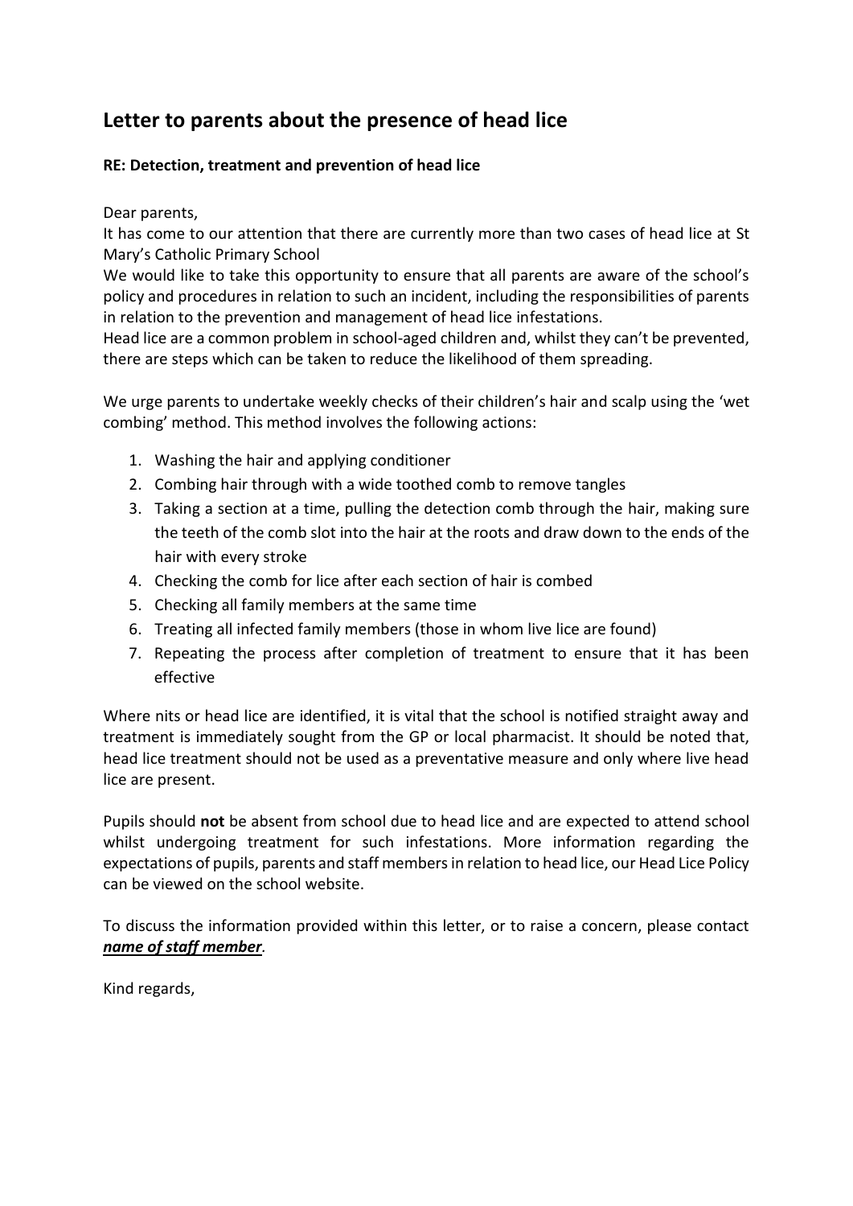## Letter to parents about the presence of head lice

**RE: Detection, treatment and prevention of head lice**

Dear parents,
It has come to our attention that there are currently more than two cases of head lice at St Mary's Catholic Primary School
We would like to take this opportunity to ensure that all parents are aware of the school's policy and procedures in relation to such an incident, including the responsibilities of parents in relation to the prevention and management of head lice infestations.
Head lice are a common problem in school-aged children and, whilst they can't be prevented, there are steps which can be taken to reduce the likelihood of them spreading.

We urge parents to undertake weekly checks of their children's hair and scalp using the 'wet combing' method. This method involves the following actions:

1. Washing the hair and applying conditioner
2. Combing hair through with a wide toothed comb to remove tangles
3. Taking a section at a time, pulling the detection comb through the hair, making sure the teeth of the comb slot into the hair at the roots and draw down to the ends of the hair with every stroke
4. Checking the comb for lice after each section of hair is combed
5. Checking all family members at the same time
6. Treating all infected family members (those in whom live lice are found)
7. Repeating the process after completion of treatment to ensure that it has been effective

Where nits or head lice are identified, it is vital that the school is notified straight away and treatment is immediately sought from the GP or local pharmacist. It should be noted that, head lice treatment should not be used as a preventative measure and only where live head lice are present.

Pupils should **not** be absent from school due to head lice and are expected to attend school whilst undergoing treatment for such infestations. More information regarding the expectations of pupils, parents and staff members in relation to head lice, our Head Lice Policy can be viewed on the school website.

To discuss the information provided within this letter, or to raise a concern, please contact ***name of staff member***.

Kind regards,